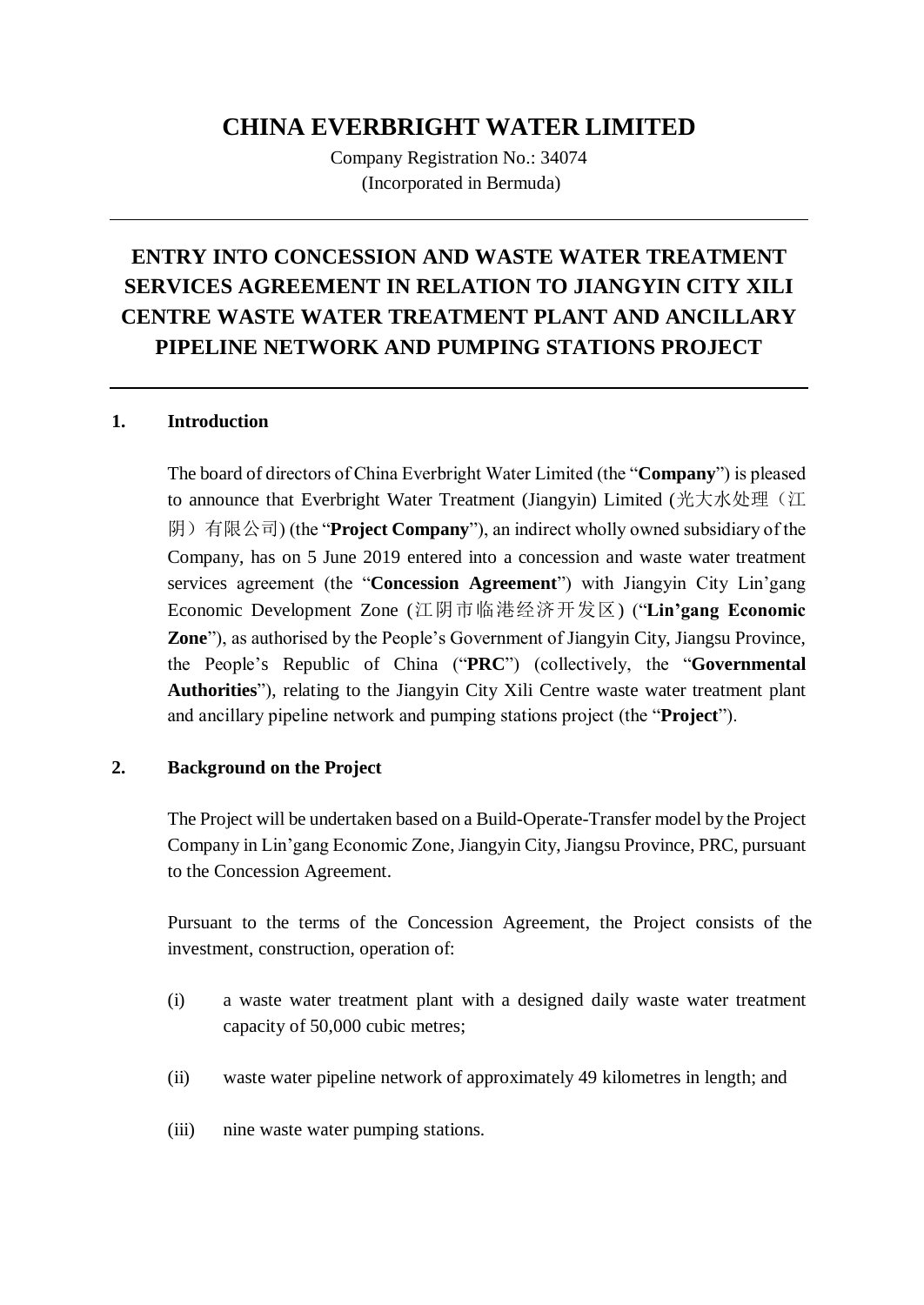# CHINA EVERBRIGHT WATER LIMITED

Company Registration No.: 34074
(Incorporated in Bermuda)

## ENTRY INTO CONCESSION AND WASTE WATER TREATMENT SERVICES AGREEMENT IN RELATION TO JIANGYIN CITY XILI CENTRE WASTE WATER TREATMENT PLANT AND ANCILLARY PIPELINE NETWORK AND PUMPING STATIONS PROJECT

### 1. Introduction

The board of directors of China Everbright Water Limited (the "**Company**") is pleased to announce that Everbright Water Treatment (Jiangyin) Limited (光大水处理（江阴）有限公司) (the "**Project Company**"), an indirect wholly owned subsidiary of the Company, has on 5 June 2019 entered into a concession and waste water treatment services agreement (the "**Concession Agreement**") with Jiangyin City Lin'gang Economic Development Zone (江阴市临港经济开发区) ("**Lin'gang Economic Zone**"), as authorised by the People's Government of Jiangyin City, Jiangsu Province, the People's Republic of China ("**PRC**") (collectively, the "**Governmental Authorities**"), relating to the Jiangyin City Xili Centre waste water treatment plant and ancillary pipeline network and pumping stations project (the "**Project**").

### 2. Background on the Project

The Project will be undertaken based on a Build-Operate-Transfer model by the Project Company in Lin'gang Economic Zone, Jiangyin City, Jiangsu Province, PRC, pursuant to the Concession Agreement.

Pursuant to the terms of the Concession Agreement, the Project consists of the investment, construction, operation of:

(i) a waste water treatment plant with a designed daily waste water treatment capacity of 50,000 cubic metres;

(ii) waste water pipeline network of approximately 49 kilometres in length; and

(iii) nine waste water pumping stations.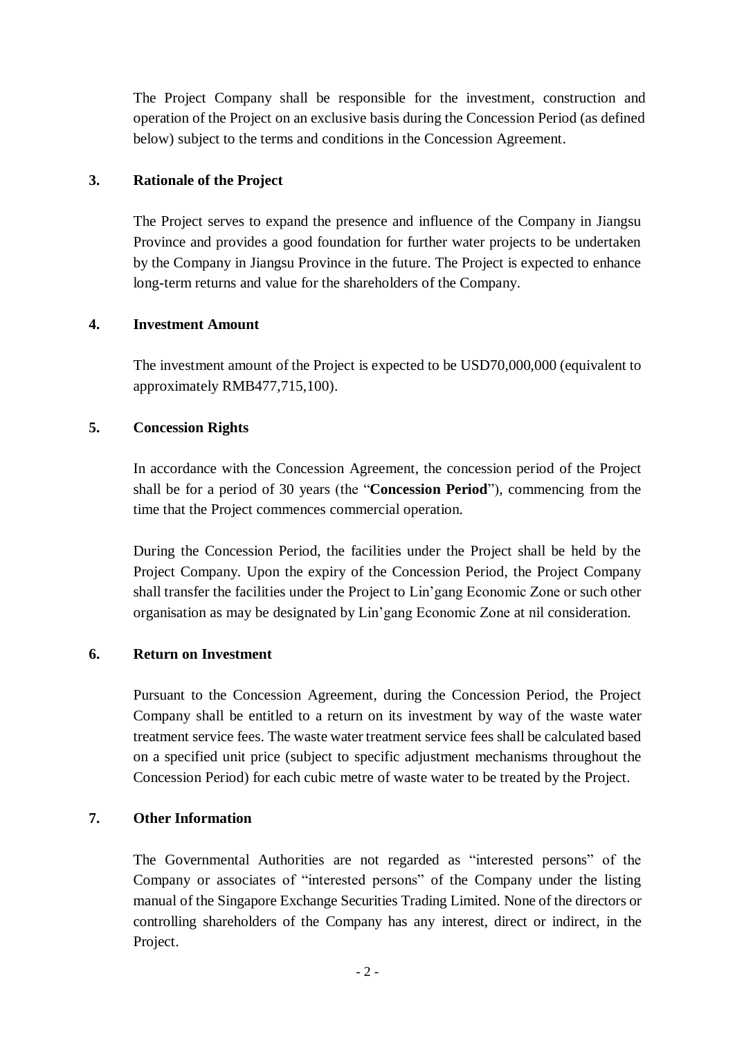The Project Company shall be responsible for the investment, construction and operation of the Project on an exclusive basis during the Concession Period (as defined below) subject to the terms and conditions in the Concession Agreement.

**3. Rationale of the Project**

The Project serves to expand the presence and influence of the Company in Jiangsu Province and provides a good foundation for further water projects to be undertaken by the Company in Jiangsu Province in the future. The Project is expected to enhance long-term returns and value for the shareholders of the Company.

**4. Investment Amount**

The investment amount of the Project is expected to be USD70,000,000 (equivalent to approximately RMB477,715,100).

**5. Concession Rights**

In accordance with the Concession Agreement, the concession period of the Project shall be for a period of 30 years (the "**Concession Period**"), commencing from the time that the Project commences commercial operation.

During the Concession Period, the facilities under the Project shall be held by the Project Company. Upon the expiry of the Concession Period, the Project Company shall transfer the facilities under the Project to Lin'gang Economic Zone or such other organisation as may be designated by Lin'gang Economic Zone at nil consideration.

**6. Return on Investment**

Pursuant to the Concession Agreement, during the Concession Period, the Project Company shall be entitled to a return on its investment by way of the waste water treatment service fees. The waste water treatment service fees shall be calculated based on a specified unit price (subject to specific adjustment mechanisms throughout the Concession Period) for each cubic metre of waste water to be treated by the Project.

**7. Other Information**

The Governmental Authorities are not regarded as "interested persons" of the Company or associates of "interested persons" of the Company under the listing manual of the Singapore Exchange Securities Trading Limited. None of the directors or controlling shareholders of the Company has any interest, direct or indirect, in the Project.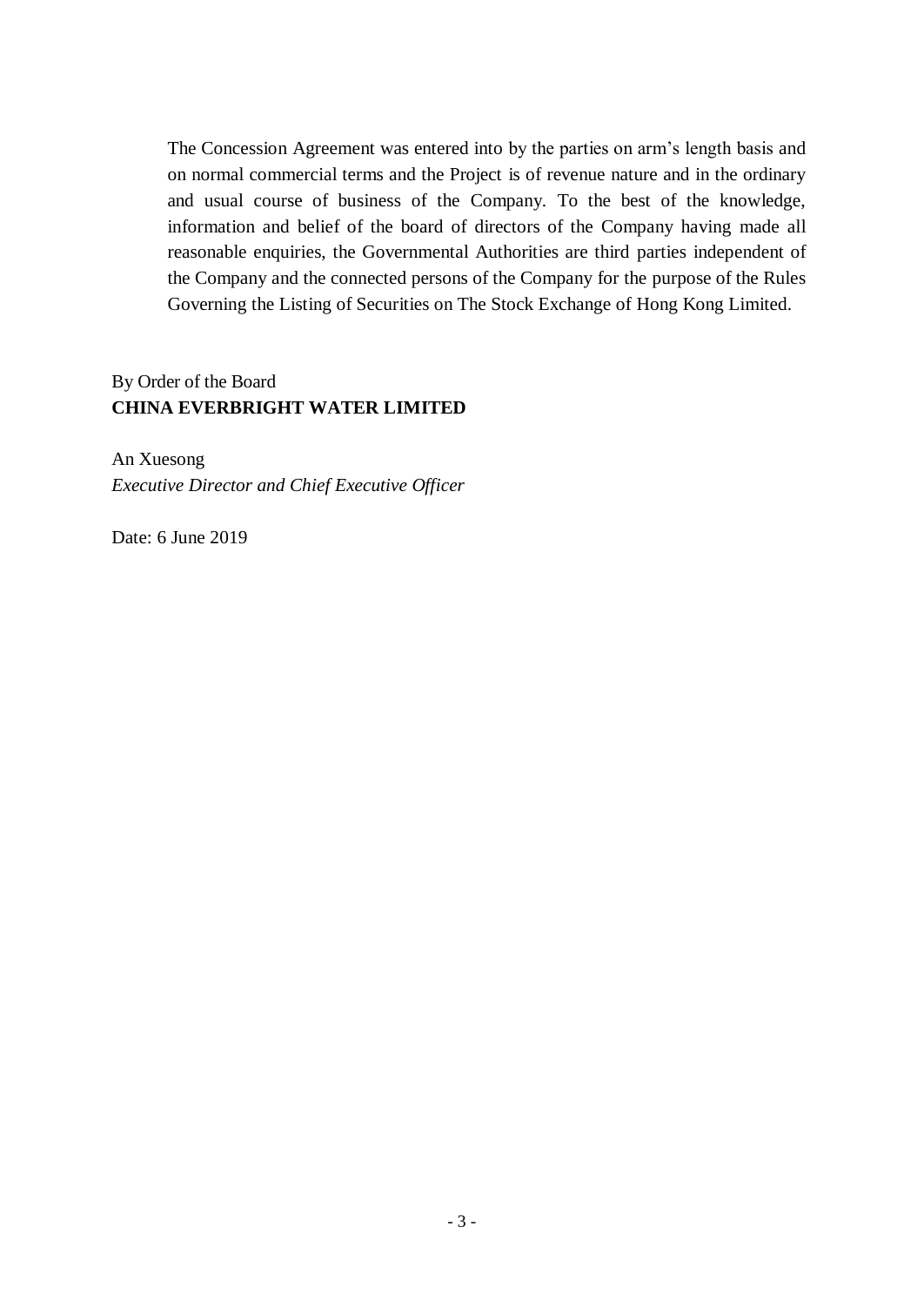The Concession Agreement was entered into by the parties on arm’s length basis and on normal commercial terms and the Project is of revenue nature and in the ordinary and usual course of business of the Company. To the best of the knowledge, information and belief of the board of directors of the Company having made all reasonable enquiries, the Governmental Authorities are third parties independent of the Company and the connected persons of the Company for the purpose of the Rules Governing the Listing of Securities on The Stock Exchange of Hong Kong Limited.

By Order of the Board
**CHINA EVERBRIGHT WATER LIMITED**

An Xuesong
*Executive Director and Chief Executive Officer*

Date: 6 June 2019